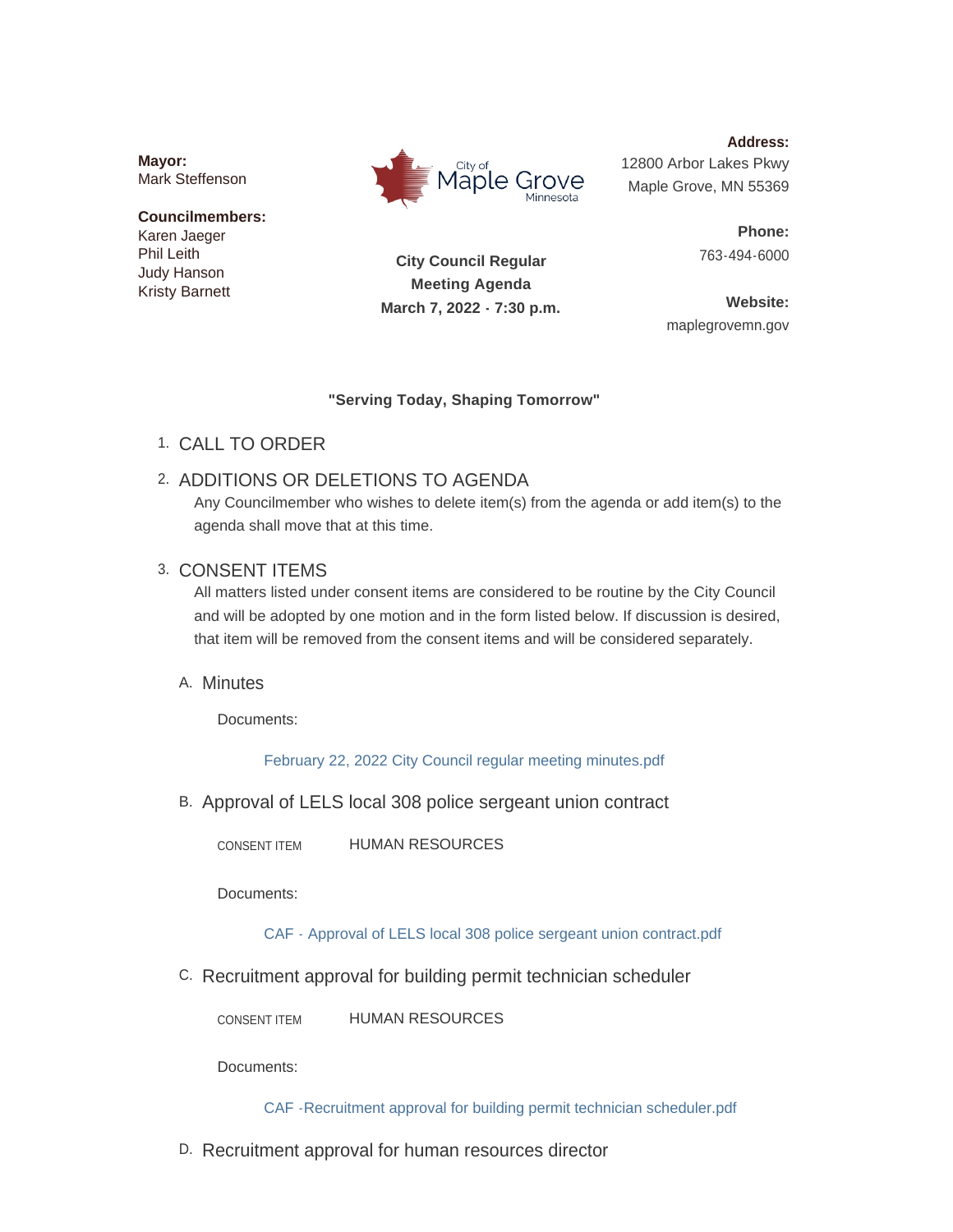**Mayor:**
Mark Steffenson

**Councilmembers:**
Karen Jaeger
Phil Leith
Judy Hanson
Kristy Barnett

City of Maple Grove Minnesota

**City Council Regular Meeting Agenda**
**March 7, 2022 - 7:30 p.m.**

**Address:**
12800 Arbor Lakes Pkwy
Maple Grove, MN 55369

**Phone:**
763-494-6000

**Website:**
maplegrovemn.gov

**"Serving Today, Shaping Tomorrow"**

1. CALL TO ORDER

2. ADDITIONS OR DELETIONS TO AGENDA

   Any Councilmember who wishes to delete item(s) from the agenda or add item(s) to the agenda shall move that at this time.

3. CONSENT ITEMS

   All matters listed under consent items are considered to be routine by the City Council and will be adopted by one motion and in the form listed below. If discussion is desired, that item will be removed from the consent items and will be considered separately.

   A. Minutes

      Documents:

      February 22, 2022 City Council regular meeting minutes.pdf

   B. Approval of LELS local 308 police sergeant union contract

      CONSENT ITEM HUMAN RESOURCES

      Documents:

      CAF - Approval of LELS local 308 police sergeant union contract.pdf

   C. Recruitment approval for building permit technician scheduler

      CONSENT ITEM HUMAN RESOURCES

      Documents:

      CAF -Recruitment approval for building permit technician scheduler.pdf

   D. Recruitment approval for human resources director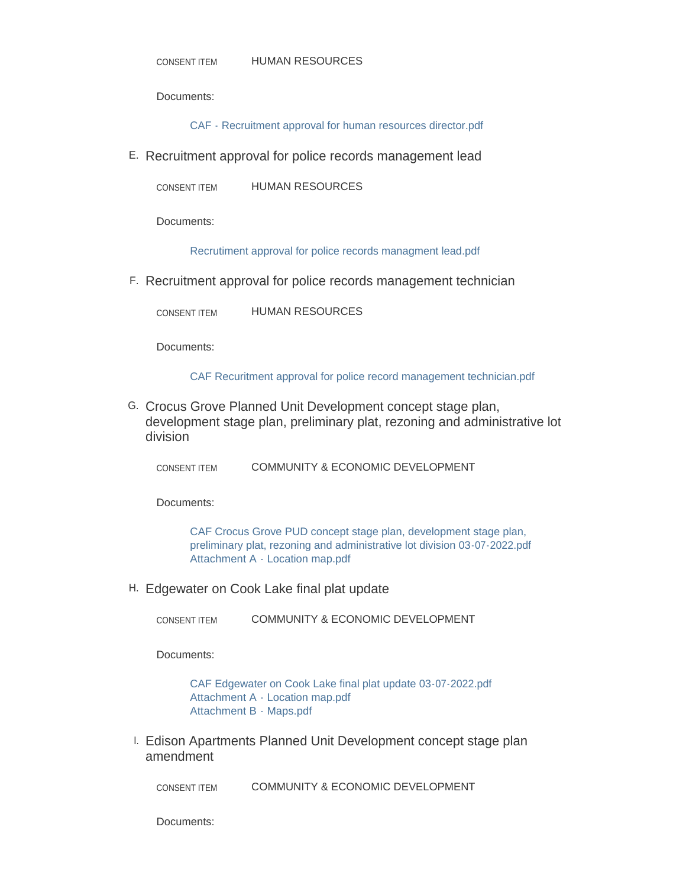CONSENT ITEM HUMAN RESOURCES

Documents:

CAF - Recruitment approval for human resources director.pdf

E. Recruitment approval for police records management lead

CONSENT ITEM HUMAN RESOURCES

Documents:

Recrutiment approval for police records managment lead.pdf

F. Recruitment approval for police records management technician

CONSENT ITEM HUMAN RESOURCES

Documents:

CAF Recuritment approval for police record management technician.pdf

G. Crocus Grove Planned Unit Development concept stage plan, development stage plan, preliminary plat, rezoning and administrative lot division

CONSENT ITEM COMMUNITY & ECONOMIC DEVELOPMENT

Documents:

CAF Crocus Grove PUD concept stage plan, development stage plan, preliminary plat, rezoning and administrative lot division 03-07-2022.pdf
Attachment A - Location map.pdf

H. Edgewater on Cook Lake final plat update

CONSENT ITEM COMMUNITY & ECONOMIC DEVELOPMENT

Documents:

CAF Edgewater on Cook Lake final plat update 03-07-2022.pdf
Attachment A - Location map.pdf
Attachment B - Maps.pdf

I. Edison Apartments Planned Unit Development concept stage plan amendment

CONSENT ITEM COMMUNITY & ECONOMIC DEVELOPMENT

Documents: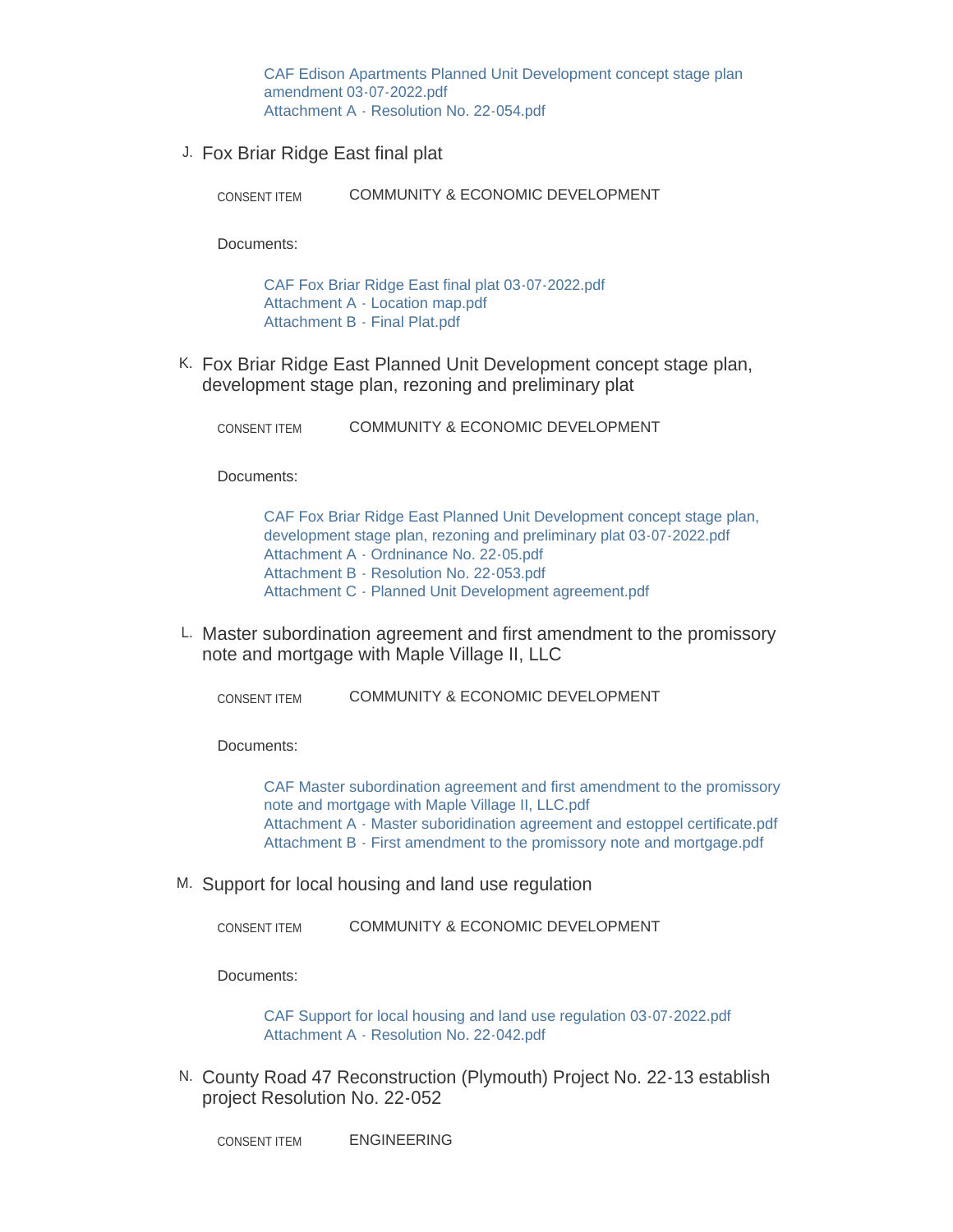CAF Edison Apartments Planned Unit Development concept stage plan amendment 03-07-2022.pdf
Attachment A - Resolution No. 22-054.pdf

J. Fox Briar Ridge East final plat

CONSENT ITEM COMMUNITY & ECONOMIC DEVELOPMENT

Documents:

CAF Fox Briar Ridge East final plat 03-07-2022.pdf
Attachment A - Location map.pdf
Attachment B - Final Plat.pdf

K. Fox Briar Ridge East Planned Unit Development concept stage plan, development stage plan, rezoning and preliminary plat

CONSENT ITEM COMMUNITY & ECONOMIC DEVELOPMENT

Documents:

CAF Fox Briar Ridge East Planned Unit Development concept stage plan, development stage plan, rezoning and preliminary plat 03-07-2022.pdf
Attachment A - Ordnimance No. 22-05.pdf
Attachment B - Resolution No. 22-053.pdf
Attachment C - Planned Unit Development agreement.pdf

L. Master subordination agreement and first amendment to the promissory note and mortgage with Maple Village II, LLC

CONSENT ITEM COMMUNITY & ECONOMIC DEVELOPMENT

Documents:

CAF Master subordination agreement and first amendment to the promissory note and mortgage with Maple Village II, LLC.pdf
Attachment A - Master suboridination agreement and estoppel certificate.pdf
Attachment B - First amendment to the promissory note and mortgage.pdf

M. Support for local housing and land use regulation

CONSENT ITEM COMMUNITY & ECONOMIC DEVELOPMENT

Documents:

CAF Support for local housing and land use regulation 03-07-2022.pdf
Attachment A - Resolution No. 22-042.pdf

N. County Road 47 Reconstruction (Plymouth) Project No. 22-13 establish project Resolution No. 22-052

CONSENT ITEM ENGINEERING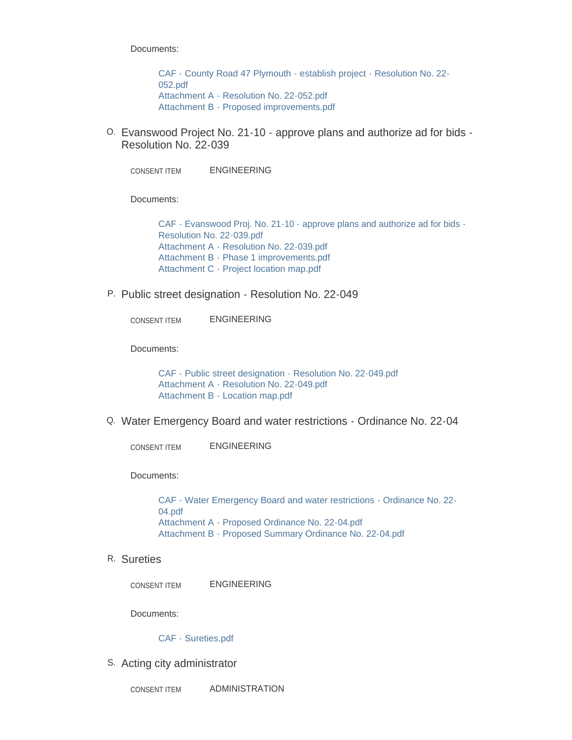Documents:

- CAF - County Road 47 Plymouth - establish project - Resolution No. 22-052.pdf
- Attachment A - Resolution No. 22-052.pdf
- Attachment B - Proposed improvements.pdf

O. Evanswood Project No. 21-10 - approve plans and authorize ad for bids - Resolution No. 22-039

CONSENT ITEM ENGINEERING

Documents:

- CAF - Evanswood Proj. No. 21-10 - approve plans and authorize ad for bids - Resolution No. 22-039.pdf
- Attachment A - Resolution No. 22-039.pdf
- Attachment B - Phase 1 improvements.pdf
- Attachment C - Project location map.pdf

P. Public street designation - Resolution No. 22-049

CONSENT ITEM ENGINEERING

Documents:

- CAF - Public street designation - Resolution No. 22-049.pdf
- Attachment A - Resolution No. 22-049.pdf
- Attachment B - Location map.pdf

Q. Water Emergency Board and water restrictions - Ordinance No. 22-04

CONSENT ITEM ENGINEERING

Documents:

- CAF - Water Emergency Board and water restrictions - Ordinance No. 22-04.pdf
- Attachment A - Proposed Ordinance No. 22-04.pdf
- Attachment B - Proposed Summary Ordinance No. 22-04.pdf

R. Sureties

CONSENT ITEM ENGINEERING

Documents:

- CAF - Sureties.pdf

S. Acting city administrator

CONSENT ITEM ADMINISTRATION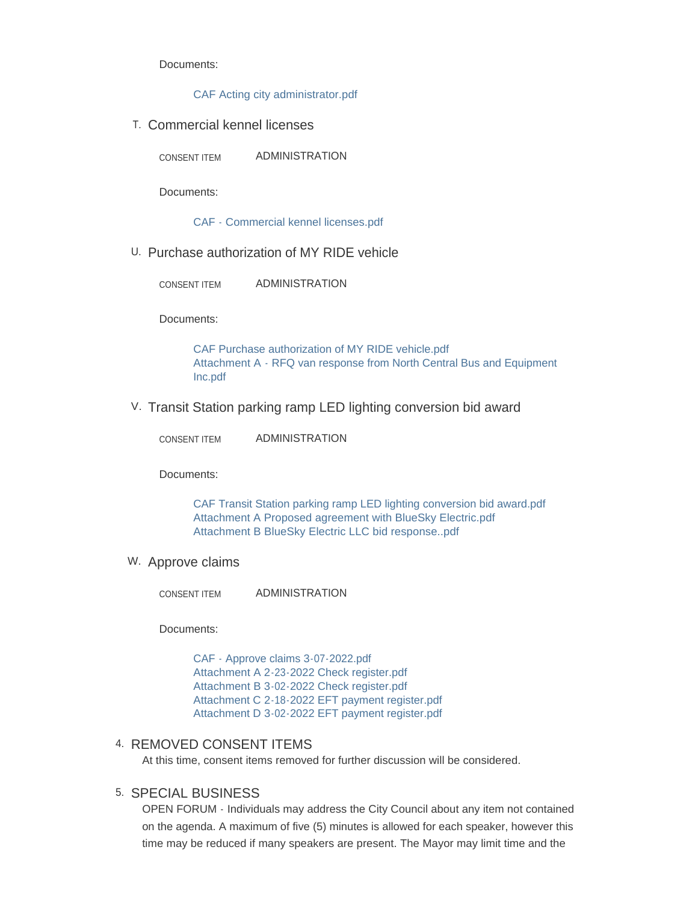Documents:

CAF Acting city administrator.pdf

T. Commercial kennel licenses

CONSENT ITEM ADMINISTRATION

Documents:

CAF - Commercial kennel licenses.pdf

U. Purchase authorization of MY RIDE vehicle

CONSENT ITEM ADMINISTRATION

Documents:

CAF Purchase authorization of MY RIDE vehicle.pdf
Attachment A - RFQ van response from North Central Bus and Equipment Inc.pdf

V. Transit Station parking ramp LED lighting conversion bid award

CONSENT ITEM ADMINISTRATION

Documents:

CAF Transit Station parking ramp LED lighting conversion bid award.pdf
Attachment A Proposed agreement with BlueSky Electric.pdf
Attachment B BlueSky Electric LLC bid response..pdf

W. Approve claims

CONSENT ITEM ADMINISTRATION

Documents:

CAF - Approve claims 3-07-2022.pdf
Attachment A 2-23-2022 Check register.pdf
Attachment B 3-02-2022 Check register.pdf
Attachment C 2-18-2022 EFT payment register.pdf
Attachment D 3-02-2022 EFT payment register.pdf

## 4. REMOVED CONSENT ITEMS

At this time, consent items removed for further discussion will be considered.

## 5. SPECIAL BUSINESS

OPEN FORUM - Individuals may address the City Council about any item not contained on the agenda. A maximum of five (5) minutes is allowed for each speaker, however this time may be reduced if many speakers are present. The Mayor may limit time and the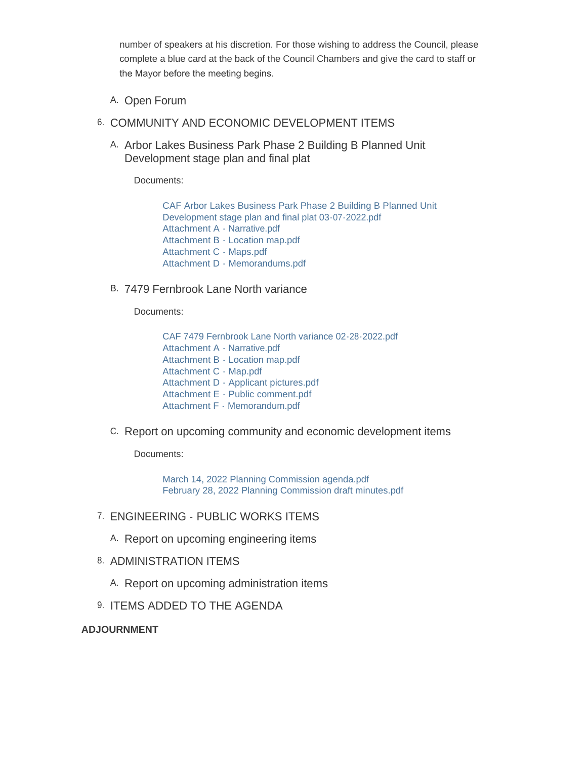number of speakers at his discretion. For those wishing to address the Council, please complete a blue card at the back of the Council Chambers and give the card to staff or the Mayor before the meeting begins.

A. Open Forum

6. COMMUNITY AND ECONOMIC DEVELOPMENT ITEMS

A. Arbor Lakes Business Park Phase 2 Building B Planned Unit Development stage plan and final plat

Documents:

CAF Arbor Lakes Business Park Phase 2 Building B Planned Unit Development stage plan and final plat 03-07-2022.pdf
Attachment A - Narrative.pdf
Attachment B - Location map.pdf
Attachment C - Maps.pdf
Attachment D - Memorandums.pdf

B. 7479 Fernbrook Lane North variance

Documents:

CAF 7479 Fernbrook Lane North variance 02-28-2022.pdf
Attachment A - Narrative.pdf
Attachment B - Location map.pdf
Attachment C - Map.pdf
Attachment D - Applicant pictures.pdf
Attachment E - Public comment.pdf
Attachment F - Memorandum.pdf

C. Report on upcoming community and economic development items

Documents:

March 14, 2022 Planning Commission agenda.pdf
February 28, 2022 Planning Commission draft minutes.pdf

7. ENGINEERING - PUBLIC WORKS ITEMS

A. Report on upcoming engineering items

8. ADMINISTRATION ITEMS

A. Report on upcoming administration items

9. ITEMS ADDED TO THE AGENDA

**ADJOURNMENT**